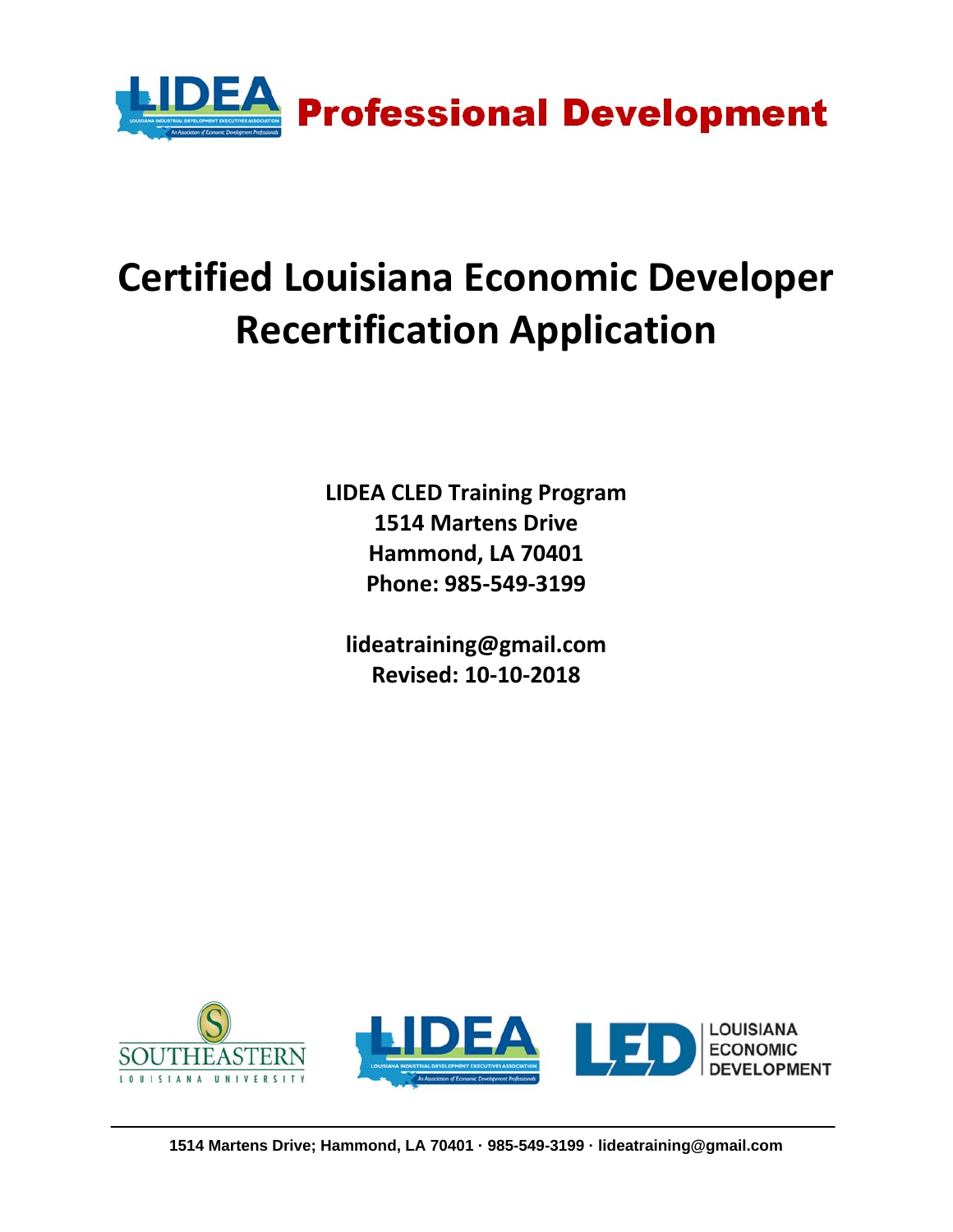**Professional Development**

# Certified Louisiana Economic Developer Recertification Application

**LIDEA CLED Training Program**
**1514 Martens Drive**
**Hammond, LA 70401**
**Phone: 985-549-3199**

**lideatraining@gmail.com**
**Revised: 10-10-2018**

1514 Martens Drive; Hammond, LA 70401 · 985-549-3199 · lideatraining@gmail.com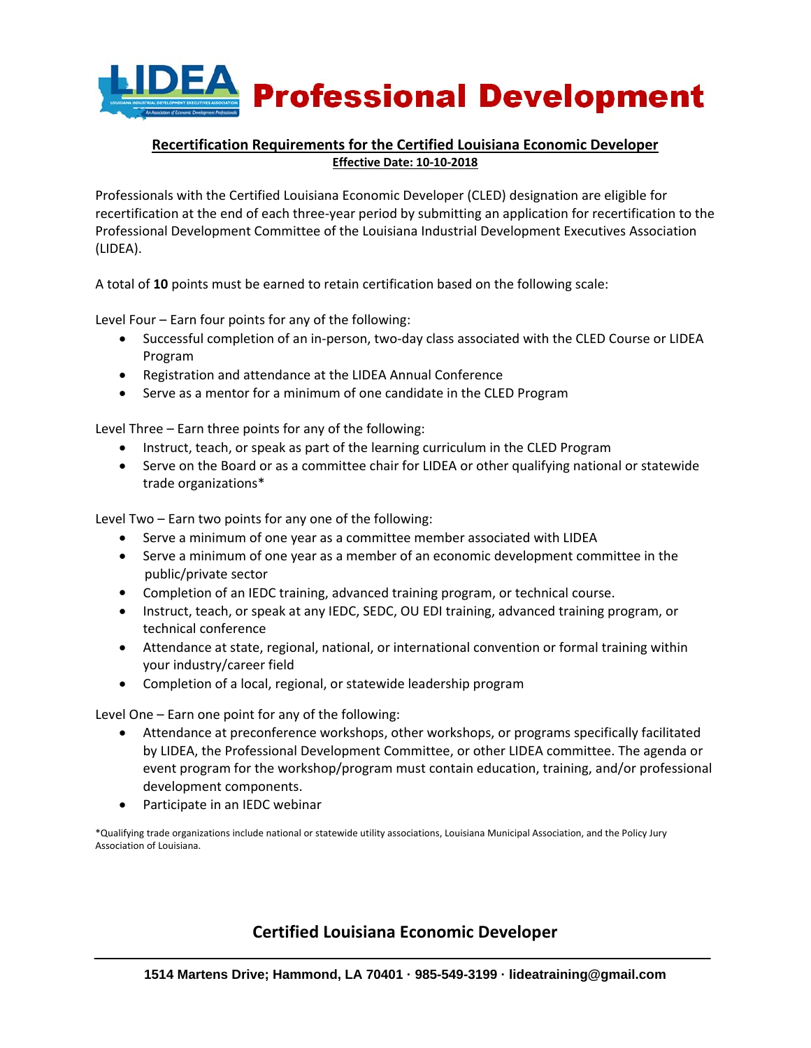# Professional Development

## Recertification Requirements for the Certified Louisiana Economic Developer

**Effective Date: 10-10-2018**

Professionals with the Certified Louisiana Economic Developer (CLED) designation are eligible for recertification at the end of each three-year period by submitting an application for recertification to the Professional Development Committee of the Louisiana Industrial Development Executives Association (LIDEA).

A total of **10** points must be earned to retain certification based on the following scale:

Level Four – Earn four points for any of the following:

- Successful completion of an in-person, two-day class associated with the CLED Course or LIDEA Program
- Registration and attendance at the LIDEA Annual Conference
- Serve as a mentor for a minimum of one candidate in the CLED Program

Level Three – Earn three points for any of the following:

- Instruct, teach, or speak as part of the learning curriculum in the CLED Program
- Serve on the Board or as a committee chair for LIDEA or other qualifying national or statewide trade organizations*

Level Two – Earn two points for any one of the following:

- Serve a minimum of one year as a committee member associated with LIDEA
- Serve a minimum of one year as a member of an economic development committee in the public/private sector
- Completion of an IEDC training, advanced training program, or technical course.
- Instruct, teach, or speak at any IEDC, SEDC, OU EDI training, advanced training program, or technical conference
- Attendance at state, regional, national, or international convention or formal training within your industry/career field
- Completion of a local, regional, or statewide leadership program

Level One – Earn one point for any of the following:

- Attendance at preconference workshops, other workshops, or programs specifically facilitated by LIDEA, the Professional Development Committee, or other LIDEA committee. The agenda or event program for the workshop/program must contain education, training, and/or professional development components.
- Participate in an IEDC webinar

*Qualifying trade organizations include national or statewide utility associations, Louisiana Municipal Association, and the Policy Jury Association of Louisiana.

**Certified Louisiana Economic Developer**

1514 Martens Drive; Hammond, LA 70401 · 985-549-3199 · lideatraining@gmail.com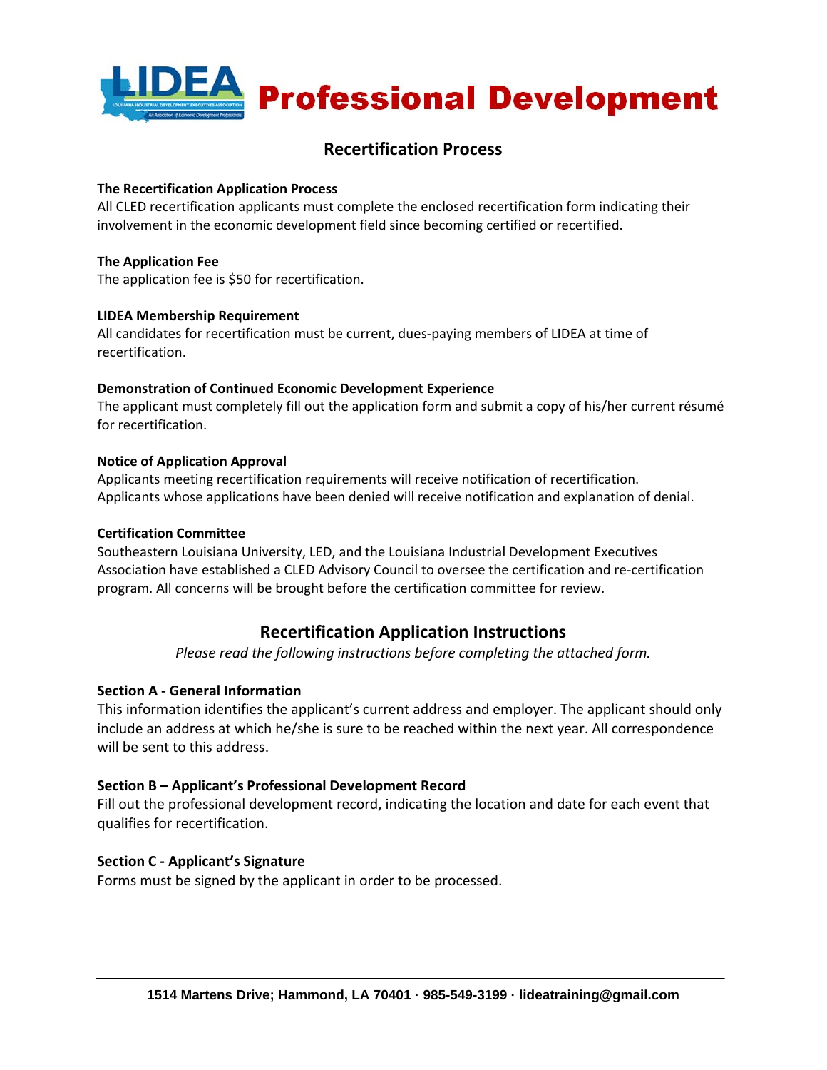# Professional Development

## Recertification Process

**The Recertification Application Process**
All CLED recertification applicants must complete the enclosed recertification form indicating their involvement in the economic development field since becoming certified or recertified.

**The Application Fee**
The application fee is $50 for recertification.

**LIDEA Membership Requirement**
All candidates for recertification must be current, dues-paying members of LIDEA at time of recertification.

**Demonstration of Continued Economic Development Experience**
The applicant must completely fill out the application form and submit a copy of his/her current résumé for recertification.

**Notice of Application Approval**
Applicants meeting recertification requirements will receive notification of recertification. Applicants whose applications have been denied will receive notification and explanation of denial.

**Certification Committee**
Southeastern Louisiana University, LED, and the Louisiana Industrial Development Executives Association have established a CLED Advisory Council to oversee the certification and re-certification program. All concerns will be brought before the certification committee for review.

## Recertification Application Instructions

*Please read the following instructions before completing the attached form.*

**Section A - General Information**
This information identifies the applicant's current address and employer. The applicant should only include an address at which he/she is sure to be reached within the next year. All correspondence will be sent to this address.

**Section B – Applicant's Professional Development Record**
Fill out the professional development record, indicating the location and date for each event that qualifies for recertification.

**Section C - Applicant's Signature**
Forms must be signed by the applicant in order to be processed.

**1514 Martens Drive; Hammond, LA 70401 · 985-549-3199 · lideatraining@gmail.com**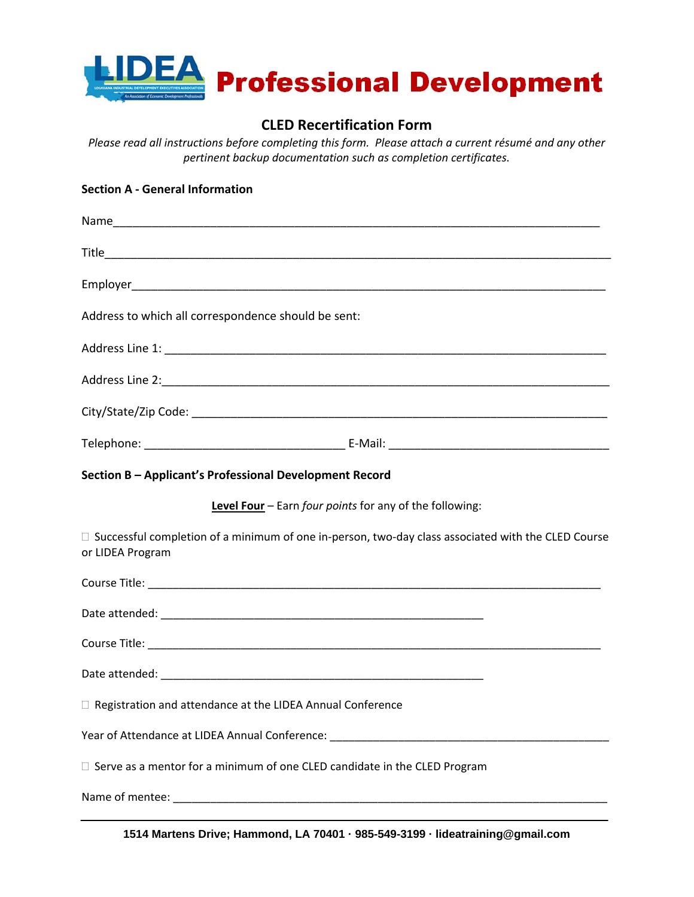# Professional Development

## CLED Recertification Form

*Please read all instructions before completing this form. Please attach a current résumé and any other pertinent backup documentation such as completion certificates.*

**Section A - General Information**

Name_______________________________________________________________________________

Title_______________________________________________________________________________

Employer____________________________________________________________________________

Address to which all correspondence should be sent:

Address Line 1: ______________________________________________________________________

Address Line 2:______________________________________________________________________

City/State/Zip Code: __________________________________________________________________

Telephone: ______________________________ E-Mail: _______________________________

**Section B – Applicant's Professional Development Record**

**Level Four** – Earn *four points* for any of the following:

☐ Successful completion of a minimum of one in-person, two-day class associated with the CLED Course or LIDEA Program

Course Title: _________________________________________________________________________

Date attended: ________________________________________________

Course Title: _________________________________________________________________________

Date attended: ________________________________________________

☐ Registration and attendance at the LIDEA Annual Conference

Year of Attendance at LIDEA Annual Conference: __________________________________________

☐ Serve as a mentor for a minimum of one CLED candidate in the CLED Program

Name of mentee: ____________________________________________________________________

**1514 Martens Drive; Hammond, LA 70401 · 985-549-3199 · lideatraining@gmail.com**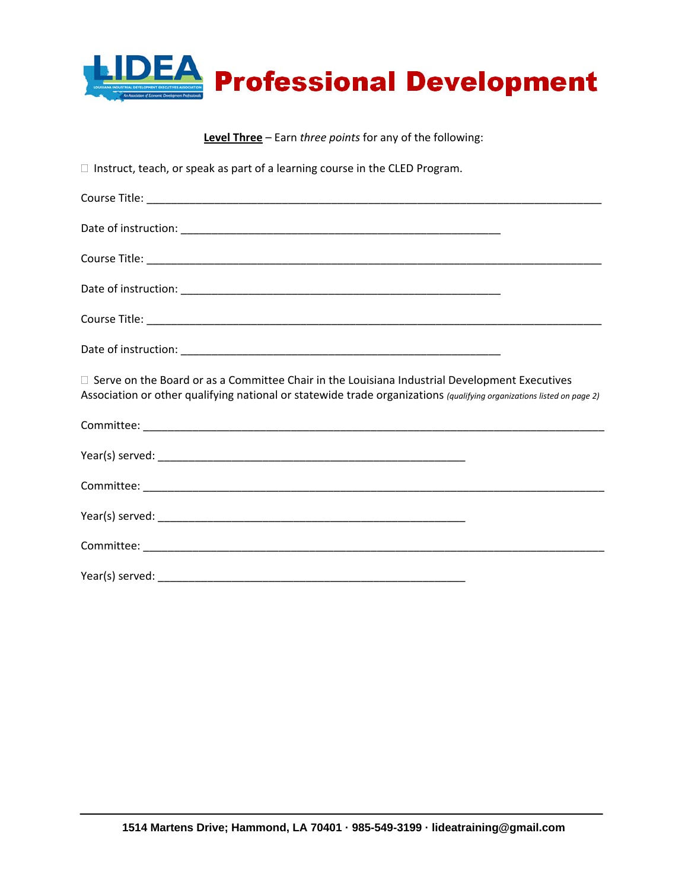# Professional Development

**Level Three** – Earn *three points* for any of the following:

☐ Instruct, teach, or speak as part of a learning course in the CLED Program.

Course Title: ___________________________________________________________________________

Date of instruction: _____________________________________________________

Course Title: ___________________________________________________________________________

Date of instruction: _____________________________________________________

Course Title: ___________________________________________________________________________

Date of instruction: _____________________________________________________

☐ Serve on the Board or as a Committee Chair in the Louisiana Industrial Development Executives Association or other qualifying national or statewide trade organizations *(qualifying organizations listed on page 2)*

Committee: ____________________________________________________________________________

Year(s) served: ___________________________________________________

Committee: ____________________________________________________________________________

Year(s) served: ___________________________________________________

Committee: ____________________________________________________________________________

Year(s) served: ___________________________________________________

**1514 Martens Drive; Hammond, LA 70401 · 985-549-3199 · lideatraining@gmail.com**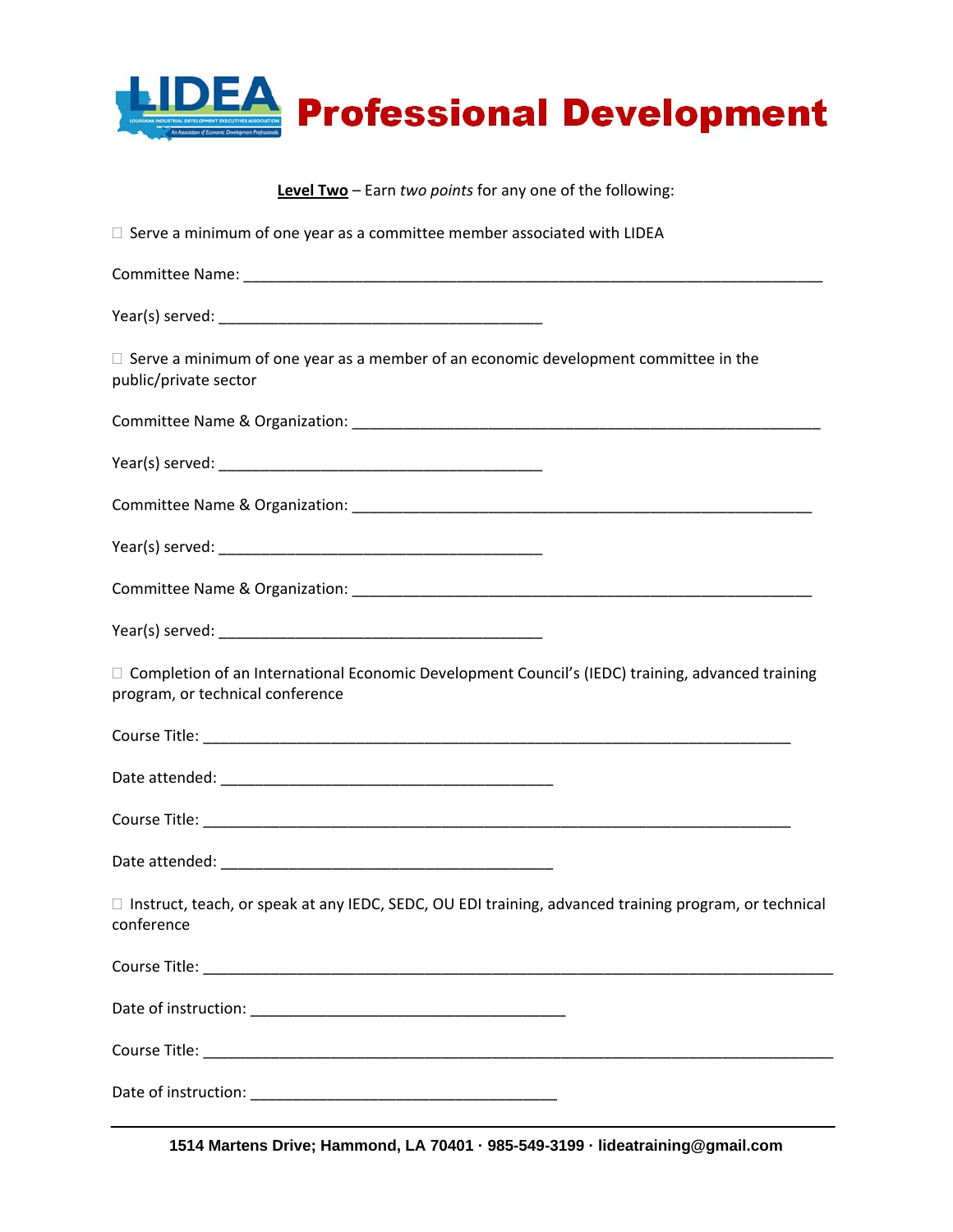# Professional Development

**Level Two** – Earn *two points* for any one of the following:

☐ Serve a minimum of one year as a committee member associated with LIDEA

Committee Name: ______________________________________________________________________

Year(s) served: ________________________________________

☐ Serve a minimum of one year as a member of an economic development committee in the public/private sector

Committee Name & Organization: _________________________________________________________

Year(s) served: ________________________________________

Committee Name & Organization: ________________________________________________________

Year(s) served: ________________________________________

Committee Name & Organization: ________________________________________________________

Year(s) served: ________________________________________

☐ Completion of an International Economic Development Council's (IEDC) training, advanced training program, or technical conference

Course Title: _________________________________________________________________________

Date attended: _________________________________________

Course Title: _________________________________________________________________________

Date attended: _________________________________________

☐ Instruct, teach, or speak at any IEDC, SEDC, OU EDI training, advanced training program, or technical conference

Course Title: ______________________________________________________________________________

Date of instruction: _______________________________________

Course Title: ______________________________________________________________________________

Date of instruction: ______________________________________

**1514 Martens Drive; Hammond, LA 70401 · 985-549-3199 · lideatraining@gmail.com**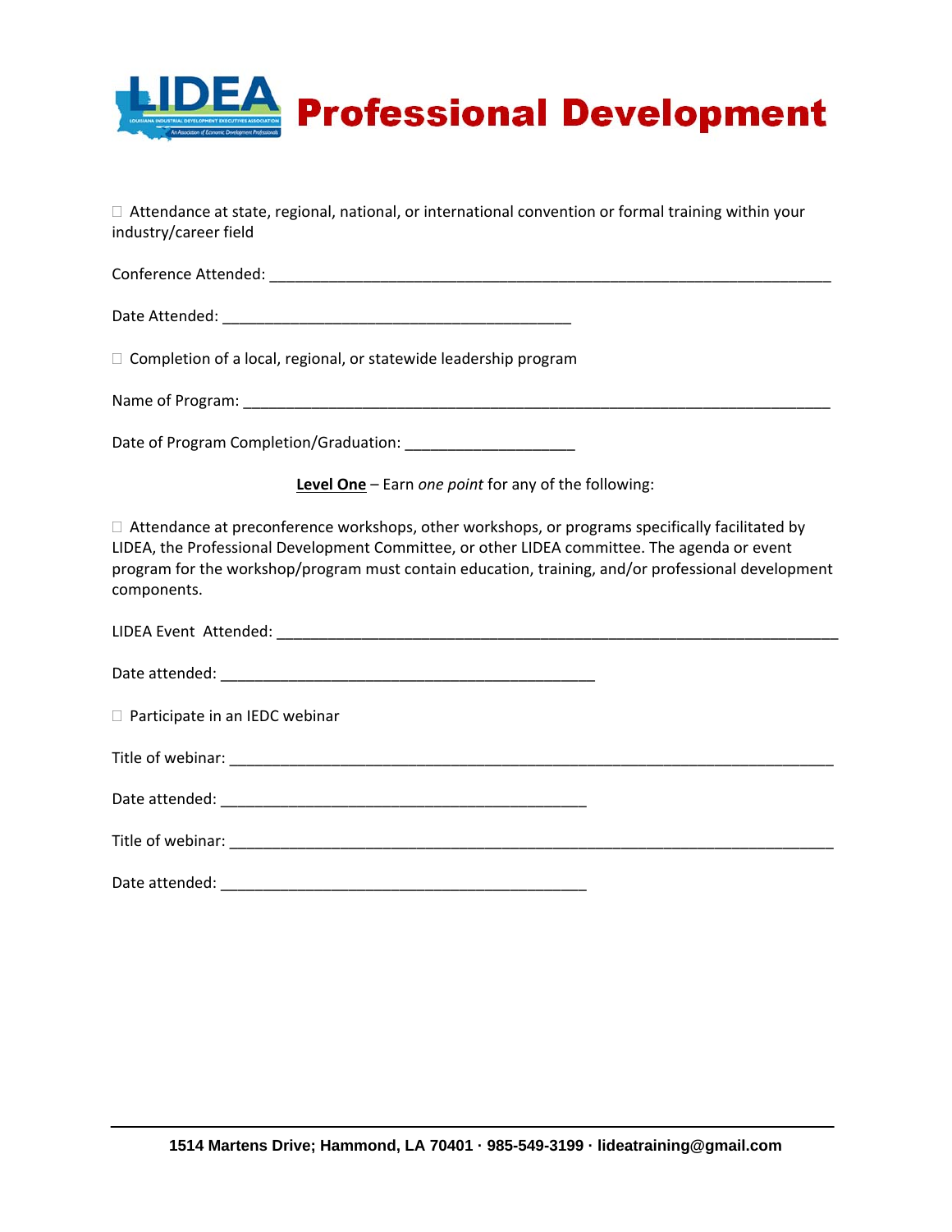# Professional Development

☐ Attendance at state, regional, national, or international convention or formal training within your industry/career field

Conference Attended: ______________________________________________________________________

Date Attended: ___________________________________________

☐ Completion of a local, regional, or statewide leadership program

Name of Program: _________________________________________________________________________

Date of Program Completion/Graduation: _____________________

**Level One** – Earn *one point* for any of the following:

☐ Attendance at preconference workshops, other workshops, or programs specifically facilitated by LIDEA, the Professional Development Committee, or other LIDEA committee. The agenda or event program for the workshop/program must contain education, training, and/or professional development components.

LIDEA Event Attended: ______________________________________________________________________

Date attended: ______________________________________________

☐ Participate in an IEDC webinar

Title of webinar: ___________________________________________________________________________

Date attended: _____________________________________________

Title of webinar: ___________________________________________________________________________

Date attended: _____________________________________________

1514 Martens Drive; Hammond, LA 70401 · 985-549-3199 · lideatraining@gmail.com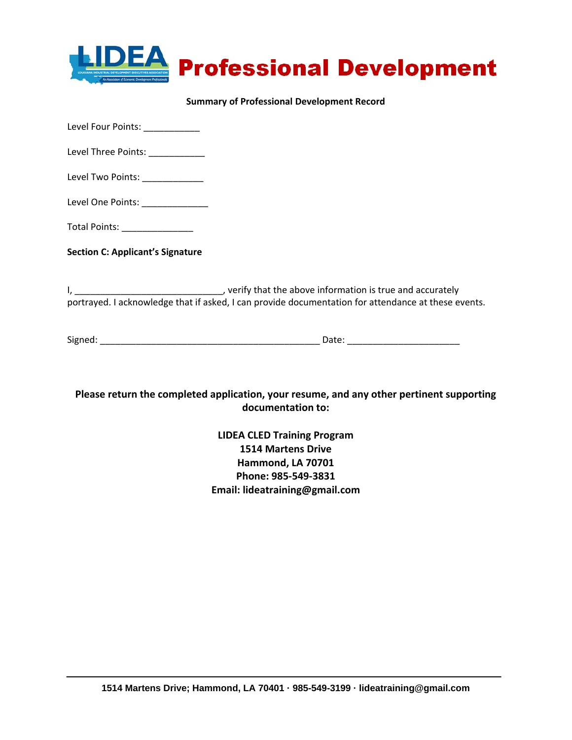# Professional Development

**Summary of Professional Development Record**

Level Four Points: ___________

Level Three Points: ___________

Level Two Points: ____________

Level One Points: _____________

Total Points: ______________

**Section C: Applicant's Signature**

I, _____________________________, verify that the above information is true and accurately portrayed. I acknowledge that if asked, I can provide documentation for attendance at these events.

Signed: ___________________________________________ Date: ______________________

**Please return the completed application, your resume, and any other pertinent supporting documentation to:**

**LIDEA CLED Training Program**
**1514 Martens Drive**
**Hammond, LA 70701**
**Phone: 985-549-3831**
**Email: lideatraining@gmail.com**

**1514 Martens Drive; Hammond, LA 70401 · 985-549-3199 · lideatraining@gmail.com**